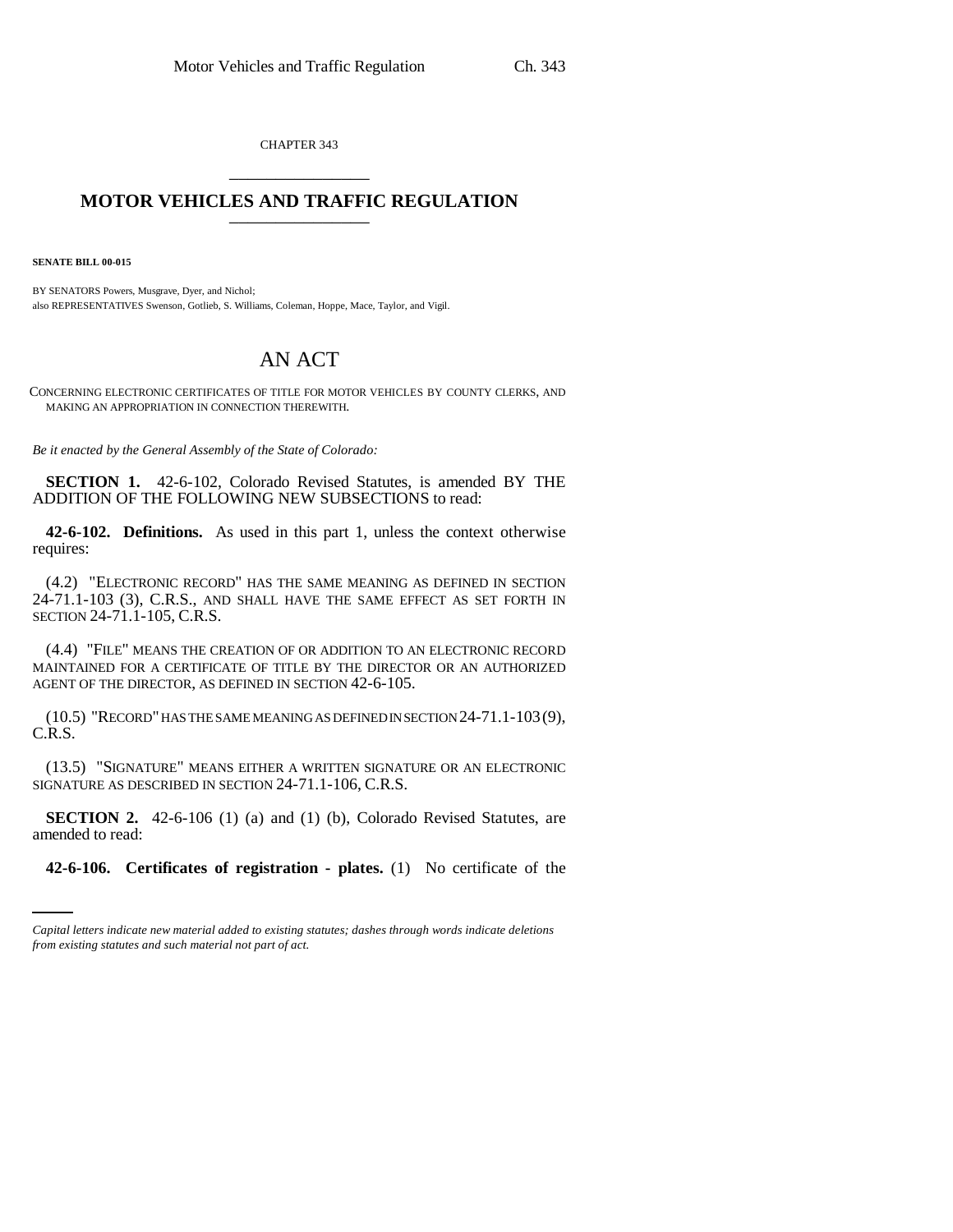CHAPTER 343

# MOTOR VEHICLES AND TRAFFIC REGULATION

**SENATE BILL 00-015**

BY SENATORS Powers, Musgrave, Dyer, and Nichol;
also REPRESENTATIVES Swenson, Gotlieb, S. Williams, Coleman, Hoppe, Mace, Taylor, and Vigil.

## AN ACT

CONCERNING ELECTRONIC CERTIFICATES OF TITLE FOR MOTOR VEHICLES BY COUNTY CLERKS, AND MAKING AN APPROPRIATION IN CONNECTION THEREWITH.

*Be it enacted by the General Assembly of the State of Colorado:*

**SECTION 1.** 42-6-102, Colorado Revised Statutes, is amended BY THE ADDITION OF THE FOLLOWING NEW SUBSECTIONS to read:

**42-6-102. Definitions.** As used in this part 1, unless the context otherwise requires:

(4.2) "ELECTRONIC RECORD" HAS THE SAME MEANING AS DEFINED IN SECTION 24-71.1-103 (3), C.R.S., AND SHALL HAVE THE SAME EFFECT AS SET FORTH IN SECTION 24-71.1-105, C.R.S.

(4.4) "FILE" MEANS THE CREATION OF OR ADDITION TO AN ELECTRONIC RECORD MAINTAINED FOR A CERTIFICATE OF TITLE BY THE DIRECTOR OR AN AUTHORIZED AGENT OF THE DIRECTOR, AS DEFINED IN SECTION 42-6-105.

(10.5) "RECORD" HAS THE SAME MEANING AS DEFINED IN SECTION 24-71.1-103 (9), C.R.S.

(13.5) "SIGNATURE" MEANS EITHER A WRITTEN SIGNATURE OR AN ELECTRONIC SIGNATURE AS DESCRIBED IN SECTION 24-71.1-106, C.R.S.

**SECTION 2.** 42-6-106 (1) (a) and (1) (b), Colorado Revised Statutes, are amended to read:

**42-6-106. Certificates of registration - plates.** (1) No certificate of the

*Capital letters indicate new material added to existing statutes; dashes through words indicate deletions from existing statutes and such material not part of act.*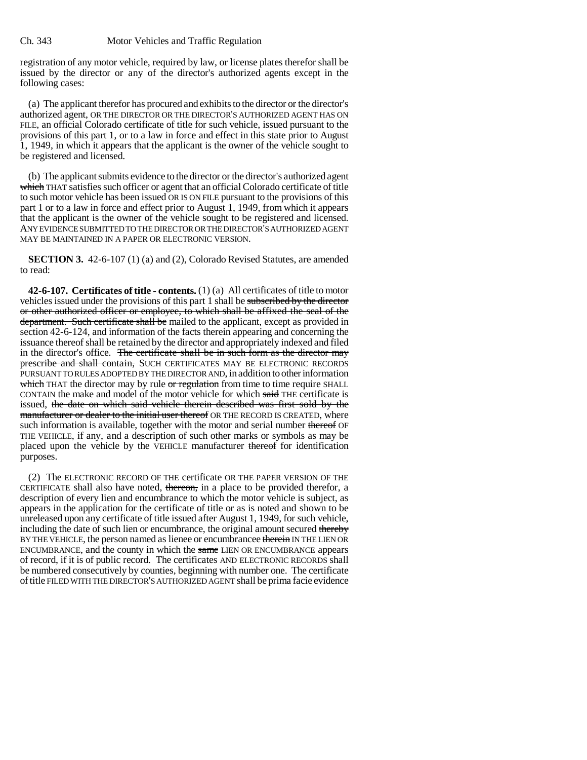registration of any motor vehicle, required by law, or license plates therefor shall be issued by the director or any of the director's authorized agents except in the following cases:

(a) The applicant therefor has procured and exhibits to the director or the director's authorized agent, OR THE DIRECTOR OR THE DIRECTOR'S AUTHORIZED AGENT HAS ON FILE, an official Colorado certificate of title for such vehicle, issued pursuant to the provisions of this part 1, or to a law in force and effect in this state prior to August 1, 1949, in which it appears that the applicant is the owner of the vehicle sought to be registered and licensed.

(b) The applicant submits evidence to the director or the director's authorized agent ~~which~~ THAT satisfies such officer or agent that an official Colorado certificate of title to such motor vehicle has been issued OR IS ON FILE pursuant to the provisions of this part 1 or to a law in force and effect prior to August 1, 1949, from which it appears that the applicant is the owner of the vehicle sought to be registered and licensed. ANY EVIDENCE SUBMITTED TO THE DIRECTOR OR THE DIRECTOR'S AUTHORIZED AGENT MAY BE MAINTAINED IN A PAPER OR ELECTRONIC VERSION.

**SECTION 3.** 42-6-107 (1) (a) and (2), Colorado Revised Statutes, are amended to read:

**42-6-107. Certificates of title - contents.** (1) (a) All certificates of title to motor vehicles issued under the provisions of this part 1 shall be ~~subscribed by the director or other authorized officer or employee, to which shall be affixed the seal of the department. Such certificate shall be~~ mailed to the applicant, except as provided in section 42-6-124, and information of the facts therein appearing and concerning the issuance thereof shall be retained by the director and appropriately indexed and filed in the director's office. ~~The certificate shall be in such form as the director may prescribe and shall contain,~~ SUCH CERTIFICATES MAY BE ELECTRONIC RECORDS PURSUANT TO RULES ADOPTED BY THE DIRECTOR AND, in addition to other information ~~which~~ THAT the director may by rule ~~or regulation~~ from time to time require SHALL CONTAIN the make and model of the motor vehicle for which ~~said~~ THE certificate is issued, ~~the date on which said vehicle therein described was first sold by the manufacturer or dealer to the initial user thereof~~ OR THE RECORD IS CREATED, where such information is available, together with the motor and serial number ~~thereof~~ OF THE VEHICLE, if any, and a description of such other marks or symbols as may be placed upon the vehicle by the VEHICLE manufacturer ~~thereof~~ for identification purposes.

(2) The ELECTRONIC RECORD OF THE certificate OR THE PAPER VERSION OF THE CERTIFICATE shall also have noted, ~~thereon,~~ in a place to be provided therefor, a description of every lien and encumbrance to which the motor vehicle is subject, as appears in the application for the certificate of title or as is noted and shown to be unreleased upon any certificate of title issued after August 1, 1949, for such vehicle, including the date of such lien or encumbrance, the original amount secured ~~thereby~~ BY THE VEHICLE, the person named as lienee or encumbrancee ~~therein~~ IN THE LIEN OR ENCUMBRANCE, and the county in which the ~~same~~ LIEN OR ENCUMBRANCE appears of record, if it is of public record. The certificates AND ELECTRONIC RECORDS shall be numbered consecutively by counties, beginning with number one. The certificate of title FILED WITH THE DIRECTOR'S AUTHORIZED AGENT shall be prima facie evidence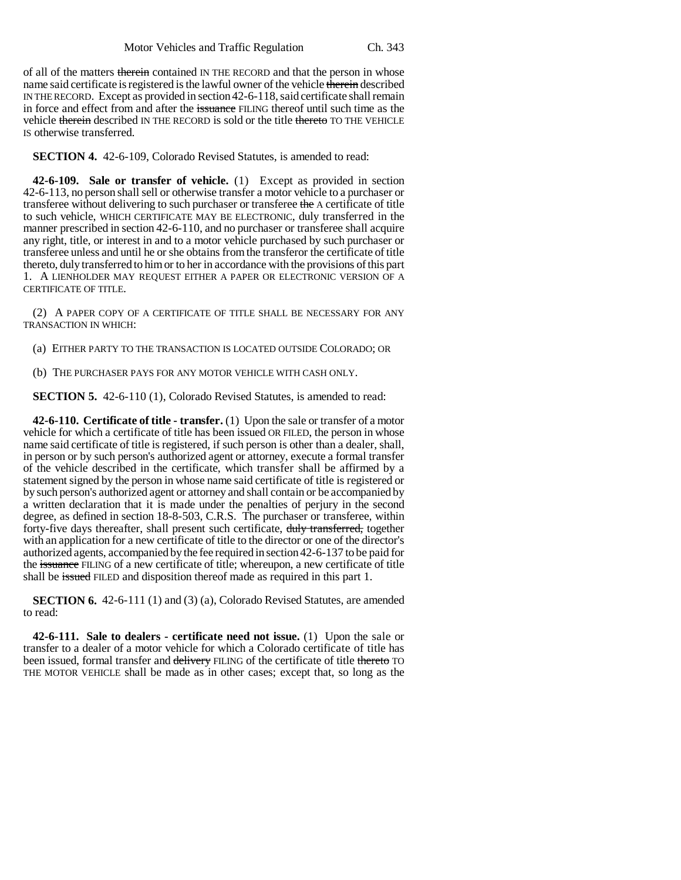of all of the matters therein contained IN THE RECORD and that the person in whose name said certificate is registered is the lawful owner of the vehicle therein described IN THE RECORD. Except as provided in section 42-6-118, said certificate shall remain in force and effect from and after the issuance FILING thereof until such time as the vehicle therein described IN THE RECORD is sold or the title thereto TO THE VEHICLE IS otherwise transferred.

**SECTION 4.** 42-6-109, Colorado Revised Statutes, is amended to read:

**42-6-109. Sale or transfer of vehicle.** (1) Except as provided in section 42-6-113, no person shall sell or otherwise transfer a motor vehicle to a purchaser or transferee without delivering to such purchaser or transferee the A certificate of title to such vehicle, WHICH CERTIFICATE MAY BE ELECTRONIC, duly transferred in the manner prescribed in section 42-6-110, and no purchaser or transferee shall acquire any right, title, or interest in and to a motor vehicle purchased by such purchaser or transferee unless and until he or she obtains from the transferor the certificate of title thereto, duly transferred to him or to her in accordance with the provisions of this part 1. A LIENHOLDER MAY REQUEST EITHER A PAPER OR ELECTRONIC VERSION OF A CERTIFICATE OF TITLE.

(2) A PAPER COPY OF A CERTIFICATE OF TITLE SHALL BE NECESSARY FOR ANY TRANSACTION IN WHICH:

(a) EITHER PARTY TO THE TRANSACTION IS LOCATED OUTSIDE COLORADO; OR

(b) THE PURCHASER PAYS FOR ANY MOTOR VEHICLE WITH CASH ONLY.

**SECTION 5.** 42-6-110 (1), Colorado Revised Statutes, is amended to read:

**42-6-110. Certificate of title - transfer.** (1) Upon the sale or transfer of a motor vehicle for which a certificate of title has been issued OR FILED, the person in whose name said certificate of title is registered, if such person is other than a dealer, shall, in person or by such person's authorized agent or attorney, execute a formal transfer of the vehicle described in the certificate, which transfer shall be affirmed by a statement signed by the person in whose name said certificate of title is registered or by such person's authorized agent or attorney and shall contain or be accompanied by a written declaration that it is made under the penalties of perjury in the second degree, as defined in section 18-8-503, C.R.S. The purchaser or transferee, within forty-five days thereafter, shall present such certificate, duly transferred, together with an application for a new certificate of title to the director or one of the director's authorized agents, accompanied by the fee required in section 42-6-137 to be paid for the issuance FILING of a new certificate of title; whereupon, a new certificate of title shall be issued FILED and disposition thereof made as required in this part 1.

**SECTION 6.** 42-6-111 (1) and (3) (a), Colorado Revised Statutes, are amended to read:

**42-6-111. Sale to dealers - certificate need not issue.** (1) Upon the sale or transfer to a dealer of a motor vehicle for which a Colorado certificate of title has been issued, formal transfer and delivery FILING of the certificate of title thereto TO THE MOTOR VEHICLE shall be made as in other cases; except that, so long as the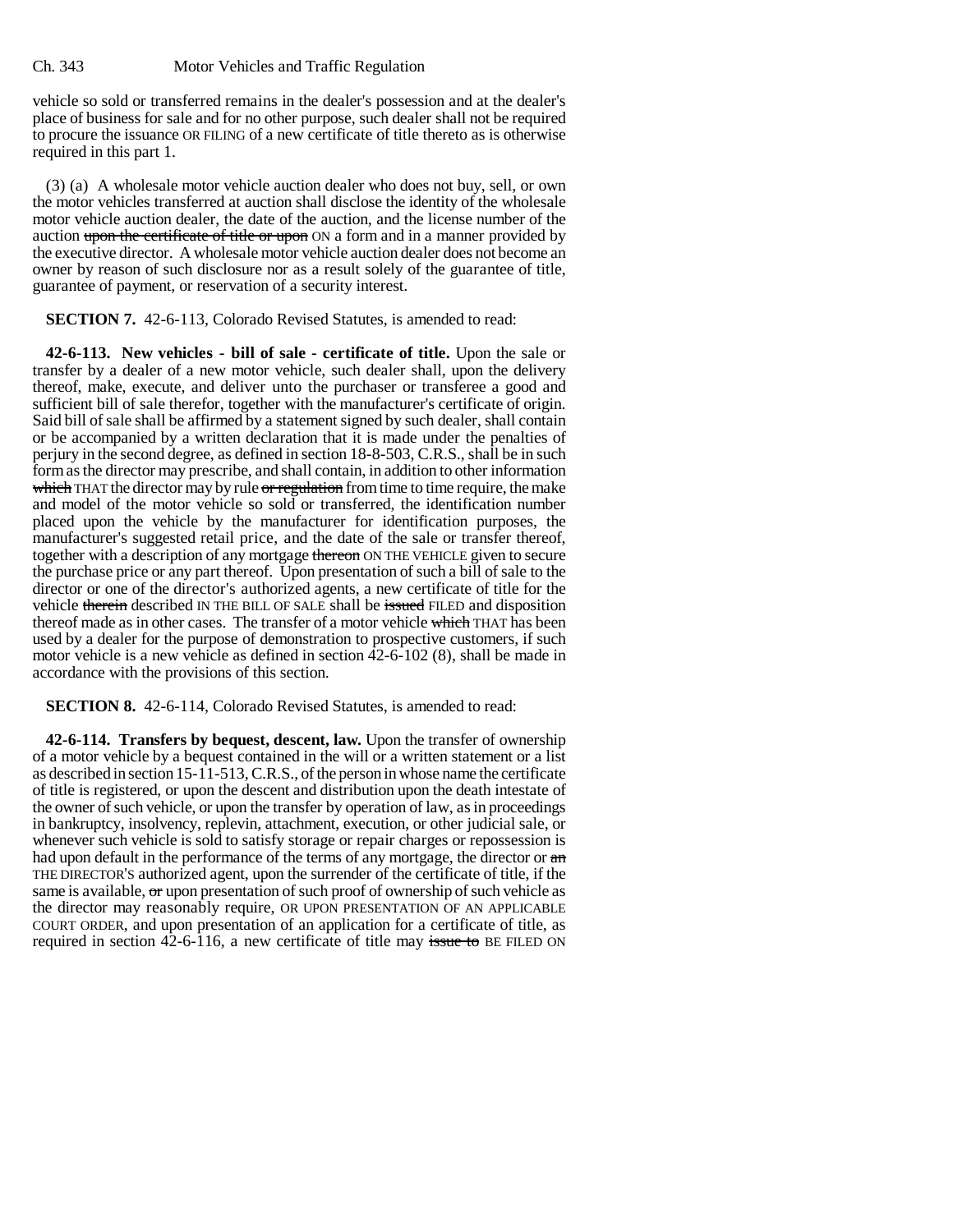vehicle so sold or transferred remains in the dealer's possession and at the dealer's place of business for sale and for no other purpose, such dealer shall not be required to procure the issuance OR FILING of a new certificate of title thereto as is otherwise required in this part 1.

(3) (a) A wholesale motor vehicle auction dealer who does not buy, sell, or own the motor vehicles transferred at auction shall disclose the identity of the wholesale motor vehicle auction dealer, the date of the auction, and the license number of the auction ~~upon the certificate of title or upon~~ ON a form and in a manner provided by the executive director. A wholesale motor vehicle auction dealer does not become an owner by reason of such disclosure nor as a result solely of the guarantee of title, guarantee of payment, or reservation of a security interest.

**SECTION 7.** 42-6-113, Colorado Revised Statutes, is amended to read:

**42-6-113. New vehicles - bill of sale - certificate of title.** Upon the sale or transfer by a dealer of a new motor vehicle, such dealer shall, upon the delivery thereof, make, execute, and deliver unto the purchaser or transferee a good and sufficient bill of sale therefor, together with the manufacturer's certificate of origin. Said bill of sale shall be affirmed by a statement signed by such dealer, shall contain or be accompanied by a written declaration that it is made under the penalties of perjury in the second degree, as defined in section 18-8-503, C.R.S., shall be in such form as the director may prescribe, and shall contain, in addition to other information ~~which~~ THAT the director may by rule ~~or regulation~~ from time to time require, the make and model of the motor vehicle so sold or transferred, the identification number placed upon the vehicle by the manufacturer for identification purposes, the manufacturer's suggested retail price, and the date of the sale or transfer thereof, together with a description of any mortgage ~~thereon~~ ON THE VEHICLE given to secure the purchase price or any part thereof. Upon presentation of such a bill of sale to the director or one of the director's authorized agents, a new certificate of title for the vehicle ~~therein~~ described IN THE BILL OF SALE shall be ~~issued~~ FILED and disposition thereof made as in other cases. The transfer of a motor vehicle ~~which~~ THAT has been used by a dealer for the purpose of demonstration to prospective customers, if such motor vehicle is a new vehicle as defined in section 42-6-102 (8), shall be made in accordance with the provisions of this section.

**SECTION 8.** 42-6-114, Colorado Revised Statutes, is amended to read:

**42-6-114. Transfers by bequest, descent, law.** Upon the transfer of ownership of a motor vehicle by a bequest contained in the will or a written statement or a list as described in section 15-11-513, C.R.S., of the person in whose name the certificate of title is registered, or upon the descent and distribution upon the death intestate of the owner of such vehicle, or upon the transfer by operation of law, as in proceedings in bankruptcy, insolvency, replevin, attachment, execution, or other judicial sale, or whenever such vehicle is sold to satisfy storage or repair charges or repossession is had upon default in the performance of the terms of any mortgage, the director or ~~an~~ THE DIRECTOR'S authorized agent, upon the surrender of the certificate of title, if the same is available, ~~or~~ upon presentation of such proof of ownership of such vehicle as the director may reasonably require, OR UPON PRESENTATION OF AN APPLICABLE COURT ORDER, and upon presentation of an application for a certificate of title, as required in section 42-6-116, a new certificate of title may ~~issue to~~ BE FILED ON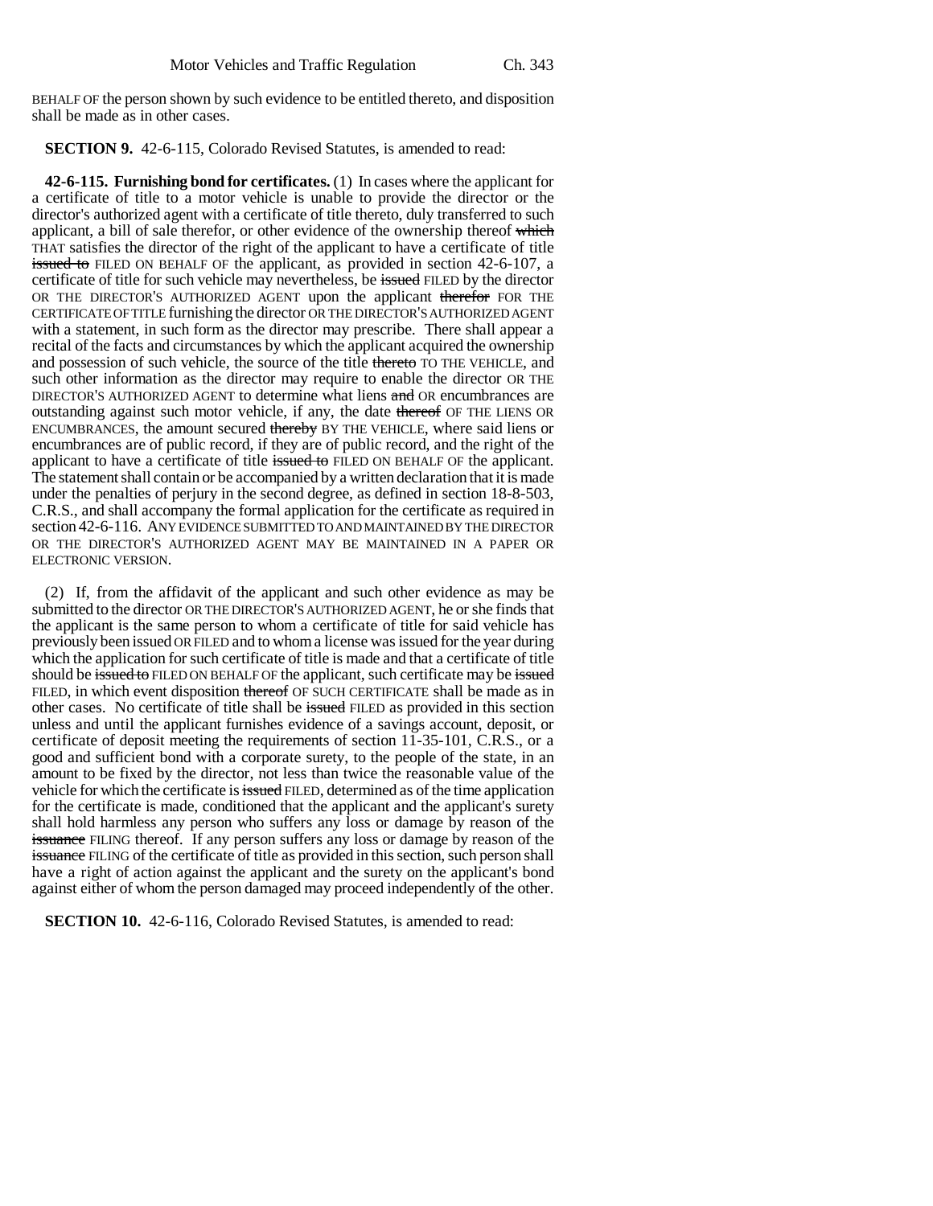BEHALF OF the person shown by such evidence to be entitled thereto, and disposition shall be made as in other cases.

**SECTION 9.** 42-6-115, Colorado Revised Statutes, is amended to read:

**42-6-115. Furnishing bond for certificates.** (1) In cases where the applicant for a certificate of title to a motor vehicle is unable to provide the director or the director's authorized agent with a certificate of title thereto, duly transferred to such applicant, a bill of sale therefor, or other evidence of the ownership thereof ~~which~~ THAT satisfies the director of the right of the applicant to have a certificate of title ~~issued to~~ FILED ON BEHALF OF the applicant, as provided in section 42-6-107, a certificate of title for such vehicle may nevertheless, be ~~issued~~ FILED by the director OR THE DIRECTOR'S AUTHORIZED AGENT upon the applicant ~~therefor~~ FOR THE CERTIFICATE OF TITLE furnishing the director OR THE DIRECTOR'S AUTHORIZED AGENT with a statement, in such form as the director may prescribe. There shall appear a recital of the facts and circumstances by which the applicant acquired the ownership and possession of such vehicle, the source of the title ~~thereto~~ TO THE VEHICLE, and such other information as the director may require to enable the director OR THE DIRECTOR'S AUTHORIZED AGENT to determine what liens ~~and~~ OR encumbrances are outstanding against such motor vehicle, if any, the date ~~thereof~~ OF THE LIENS OR ENCUMBRANCES, the amount secured ~~thereby~~ BY THE VEHICLE, where said liens or encumbrances are of public record, if they are of public record, and the right of the applicant to have a certificate of title ~~issued to~~ FILED ON BEHALF OF the applicant. The statement shall contain or be accompanied by a written declaration that it is made under the penalties of perjury in the second degree, as defined in section 18-8-503, C.R.S., and shall accompany the formal application for the certificate as required in section 42-6-116. ANY EVIDENCE SUBMITTED TO AND MAINTAINED BY THE DIRECTOR OR THE DIRECTOR'S AUTHORIZED AGENT MAY BE MAINTAINED IN A PAPER OR ELECTRONIC VERSION.

(2) If, from the affidavit of the applicant and such other evidence as may be submitted to the director OR THE DIRECTOR'S AUTHORIZED AGENT, he or she finds that the applicant is the same person to whom a certificate of title for said vehicle has previously been issued OR FILED and to whom a license was issued for the year during which the application for such certificate of title is made and that a certificate of title should be ~~issued to~~ FILED ON BEHALF OF the applicant, such certificate may be ~~issued~~ FILED, in which event disposition ~~thereof~~ OF SUCH CERTIFICATE shall be made as in other cases. No certificate of title shall be ~~issued~~ FILED as provided in this section unless and until the applicant furnishes evidence of a savings account, deposit, or certificate of deposit meeting the requirements of section 11-35-101, C.R.S., or a good and sufficient bond with a corporate surety, to the people of the state, in an amount to be fixed by the director, not less than twice the reasonable value of the vehicle for which the certificate is ~~issued~~ FILED, determined as of the time application for the certificate is made, conditioned that the applicant and the applicant's surety shall hold harmless any person who suffers any loss or damage by reason of the ~~issuance~~ FILING thereof. If any person suffers any loss or damage by reason of the ~~issuance~~ FILING of the certificate of title as provided in this section, such person shall have a right of action against the applicant and the surety on the applicant's bond against either of whom the person damaged may proceed independently of the other.

**SECTION 10.** 42-6-116, Colorado Revised Statutes, is amended to read: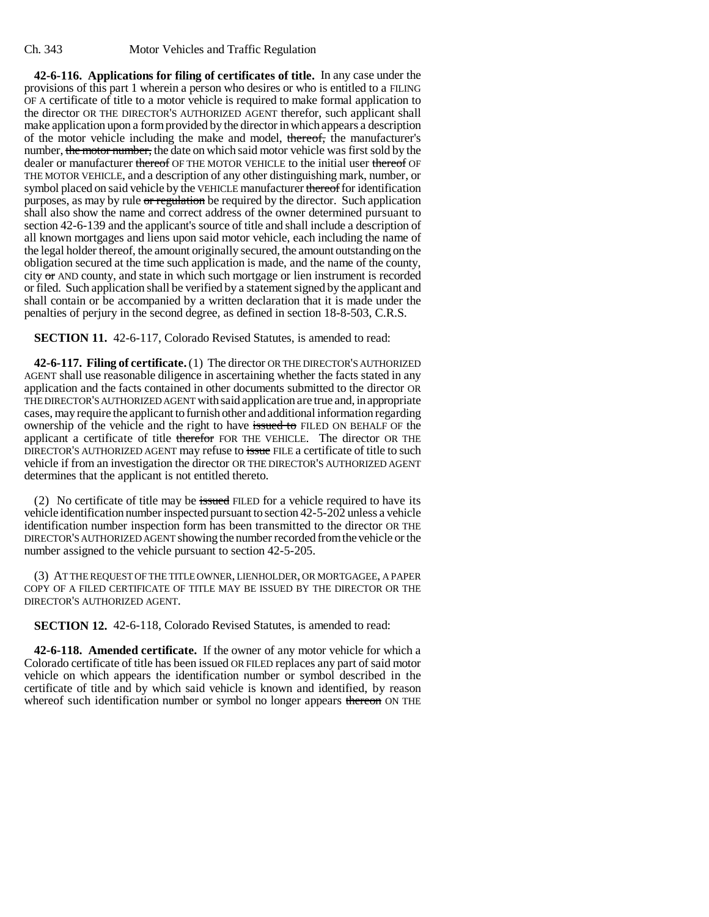**42-6-116. Applications for filing of certificates of title.** In any case under the provisions of this part 1 wherein a person who desires or who is entitled to a FILING OF A certificate of title to a motor vehicle is required to make formal application to the director OR THE DIRECTOR'S AUTHORIZED AGENT therefor, such applicant shall make application upon a form provided by the director in which appears a description of the motor vehicle including the make and model, ~~thereof,~~ the manufacturer's number, ~~the motor number,~~ the date on which said motor vehicle was first sold by the dealer or manufacturer ~~thereof~~ OF THE MOTOR VEHICLE to the initial user ~~thereof~~ OF THE MOTOR VEHICLE, and a description of any other distinguishing mark, number, or symbol placed on said vehicle by the VEHICLE manufacturer ~~thereof~~ for identification purposes, as may by rule ~~or regulation~~ be required by the director. Such application shall also show the name and correct address of the owner determined pursuant to section 42-6-139 and the applicant's source of title and shall include a description of all known mortgages and liens upon said motor vehicle, each including the name of the legal holder thereof, the amount originally secured, the amount outstanding on the obligation secured at the time such application is made, and the name of the county, city ~~or~~ AND county, and state in which such mortgage or lien instrument is recorded or filed. Such application shall be verified by a statement signed by the applicant and shall contain or be accompanied by a written declaration that it is made under the penalties of perjury in the second degree, as defined in section 18-8-503, C.R.S.

**SECTION 11.** 42-6-117, Colorado Revised Statutes, is amended to read:

**42-6-117. Filing of certificate.** (1) The director OR THE DIRECTOR'S AUTHORIZED AGENT shall use reasonable diligence in ascertaining whether the facts stated in any application and the facts contained in other documents submitted to the director OR THE DIRECTOR'S AUTHORIZED AGENT with said application are true and, in appropriate cases, may require the applicant to furnish other and additional information regarding ownership of the vehicle and the right to have ~~issued to~~ FILED ON BEHALF OF the applicant a certificate of title ~~therefor~~ FOR THE VEHICLE. The director OR THE DIRECTOR'S AUTHORIZED AGENT may refuse to ~~issue~~ FILE a certificate of title to such vehicle if from an investigation the director OR THE DIRECTOR'S AUTHORIZED AGENT determines that the applicant is not entitled thereto.

(2) No certificate of title may be ~~issued~~ FILED for a vehicle required to have its vehicle identification number inspected pursuant to section 42-5-202 unless a vehicle identification number inspection form has been transmitted to the director OR THE DIRECTOR'S AUTHORIZED AGENT showing the number recorded from the vehicle or the number assigned to the vehicle pursuant to section 42-5-205.

(3) AT THE REQUEST OF THE TITLE OWNER, LIENHOLDER, OR MORTGAGEE, A PAPER COPY OF A FILED CERTIFICATE OF TITLE MAY BE ISSUED BY THE DIRECTOR OR THE DIRECTOR'S AUTHORIZED AGENT.

**SECTION 12.** 42-6-118, Colorado Revised Statutes, is amended to read:

**42-6-118. Amended certificate.** If the owner of any motor vehicle for which a Colorado certificate of title has been issued OR FILED replaces any part of said motor vehicle on which appears the identification number or symbol described in the certificate of title and by which said vehicle is known and identified, by reason whereof such identification number or symbol no longer appears ~~thereon~~ ON THE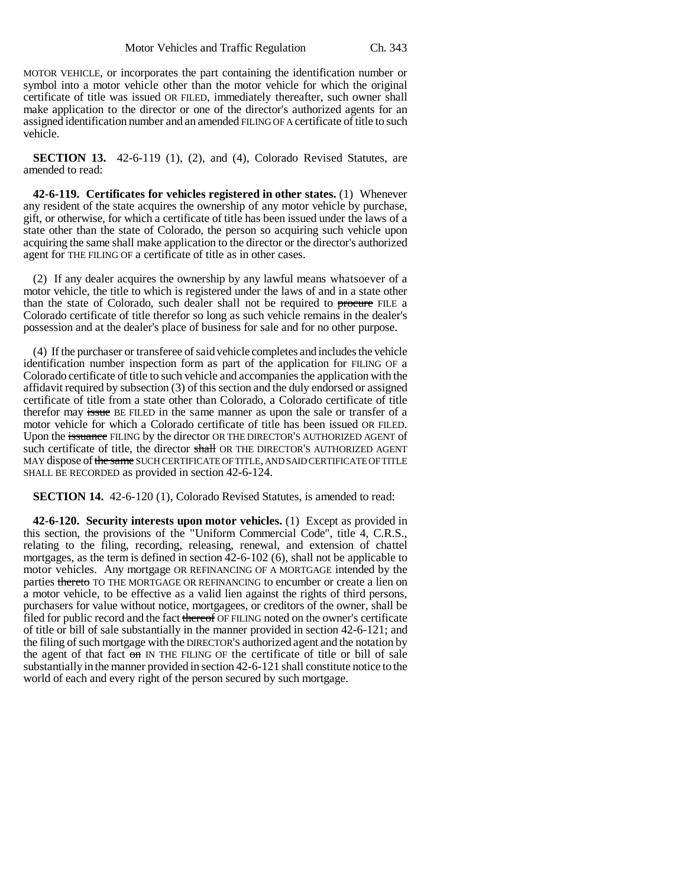MOTOR VEHICLE, or incorporates the part containing the identification number or symbol into a motor vehicle other than the motor vehicle for which the original certificate of title was issued OR FILED, immediately thereafter, such owner shall make application to the director or one of the director's authorized agents for an assigned identification number and an amended FILING OF A certificate of title to such vehicle.

**SECTION 13.** 42-6-119 (1), (2), and (4), Colorado Revised Statutes, are amended to read:

**42-6-119. Certificates for vehicles registered in other states.** (1) Whenever any resident of the state acquires the ownership of any motor vehicle by purchase, gift, or otherwise, for which a certificate of title has been issued under the laws of a state other than the state of Colorado, the person so acquiring such vehicle upon acquiring the same shall make application to the director or the director's authorized agent for THE FILING OF a certificate of title as in other cases.

(2) If any dealer acquires the ownership by any lawful means whatsoever of a motor vehicle, the title to which is registered under the laws of and in a state other than the state of Colorado, such dealer shall not be required to ~~procure~~ FILE a Colorado certificate of title therefor so long as such vehicle remains in the dealer's possession and at the dealer's place of business for sale and for no other purpose.

(4) If the purchaser or transferee of said vehicle completes and includes the vehicle identification number inspection form as part of the application for FILING OF a Colorado certificate of title to such vehicle and accompanies the application with the affidavit required by subsection (3) of this section and the duly endorsed or assigned certificate of title from a state other than Colorado, a Colorado certificate of title therefor may ~~issue~~ BE FILED in the same manner as upon the sale or transfer of a motor vehicle for which a Colorado certificate of title has been issued OR FILED. Upon the ~~issuance~~ FILING by the director OR THE DIRECTOR'S AUTHORIZED AGENT of such certificate of title, the director ~~shall~~ OR THE DIRECTOR'S AUTHORIZED AGENT MAY dispose of ~~the same~~ SUCH CERTIFICATE OF TITLE, AND SAID CERTIFICATE OF TITLE SHALL BE RECORDED as provided in section 42-6-124.

**SECTION 14.** 42-6-120 (1), Colorado Revised Statutes, is amended to read:

**42-6-120. Security interests upon motor vehicles.** (1) Except as provided in this section, the provisions of the "Uniform Commercial Code", title 4, C.R.S., relating to the filing, recording, releasing, renewal, and extension of chattel mortgages, as the term is defined in section 42-6-102 (6), shall not be applicable to motor vehicles. Any mortgage OR REFINANCING OF A MORTGAGE intended by the parties ~~thereto~~ TO THE MORTGAGE OR REFINANCING to encumber or create a lien on a motor vehicle, to be effective as a valid lien against the rights of third persons, purchasers for value without notice, mortgagees, or creditors of the owner, shall be filed for public record and the fact ~~thereof~~ OF FILING noted on the owner's certificate of title or bill of sale substantially in the manner provided in section 42-6-121; and the filing of such mortgage with the DIRECTOR'S authorized agent and the notation by the agent of that fact ~~on~~ IN THE FILING OF the certificate of title or bill of sale substantially in the manner provided in section 42-6-121 shall constitute notice to the world of each and every right of the person secured by such mortgage.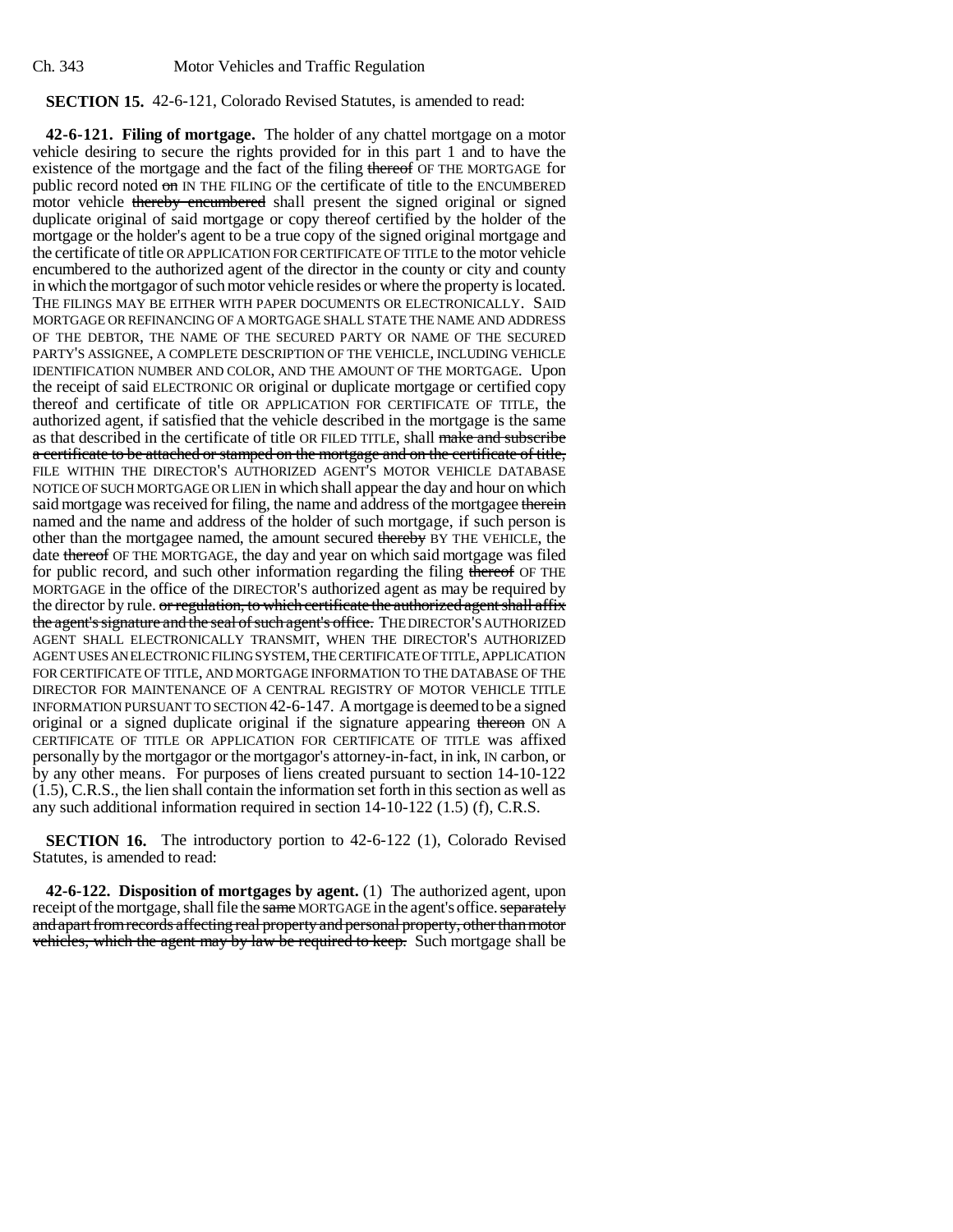**SECTION 15.** 42-6-121, Colorado Revised Statutes, is amended to read:

**42-6-121. Filing of mortgage.** The holder of any chattel mortgage on a motor vehicle desiring to secure the rights provided for in this part 1 and to have the existence of the mortgage and the fact of the filing ~~thereof~~ OF THE MORTGAGE for public record noted ~~on~~ IN THE FILING OF the certificate of title to the ENCUMBERED motor vehicle ~~thereby encumbered~~ shall present the signed original or signed duplicate original of said mortgage or copy thereof certified by the holder of the mortgage or the holder's agent to be a true copy of the signed original mortgage and the certificate of title OR APPLICATION FOR CERTIFICATE OF TITLE to the motor vehicle encumbered to the authorized agent of the director in the county or city and county in which the mortgagor of such motor vehicle resides or where the property is located. THE FILINGS MAY BE EITHER WITH PAPER DOCUMENTS OR ELECTRONICALLY. SAID MORTGAGE OR REFINANCING OF A MORTGAGE SHALL STATE THE NAME AND ADDRESS OF THE DEBTOR, THE NAME OF THE SECURED PARTY OR NAME OF THE SECURED PARTY'S ASSIGNEE, A COMPLETE DESCRIPTION OF THE VEHICLE, INCLUDING VEHICLE IDENTIFICATION NUMBER AND COLOR, AND THE AMOUNT OF THE MORTGAGE. Upon the receipt of said ELECTRONIC OR original or duplicate mortgage or certified copy thereof and certificate of title OR APPLICATION FOR CERTIFICATE OF TITLE, the authorized agent, if satisfied that the vehicle described in the mortgage is the same as that described in the certificate of title OR FILED TITLE, shall ~~make and subscribe a certificate to be attached or stamped on the mortgage and on the certificate of title,~~ FILE WITHIN THE DIRECTOR'S AUTHORIZED AGENT'S MOTOR VEHICLE DATABASE NOTICE OF SUCH MORTGAGE OR LIEN in which shall appear the day and hour on which said mortgage was received for filing, the name and address of the mortgagee ~~therein~~ named and the name and address of the holder of such mortgage, if such person is other than the mortgagee named, the amount secured ~~thereby~~ BY THE VEHICLE, the date ~~thereof~~ OF THE MORTGAGE, the day and year on which said mortgage was filed for public record, and such other information regarding the filing ~~thereof~~ OF THE MORTGAGE in the office of the DIRECTOR'S authorized agent as may be required by the director by rule. ~~or regulation, to which certificate the authorized agent shall affix the agent's signature and the seal of such agent's office.~~ THE DIRECTOR'S AUTHORIZED AGENT SHALL ELECTRONICALLY TRANSMIT, WHEN THE DIRECTOR'S AUTHORIZED AGENT USES AN ELECTRONIC FILING SYSTEM, THE CERTIFICATE OF TITLE, APPLICATION FOR CERTIFICATE OF TITLE, AND MORTGAGE INFORMATION TO THE DATABASE OF THE DIRECTOR FOR MAINTENANCE OF A CENTRAL REGISTRY OF MOTOR VEHICLE TITLE INFORMATION PURSUANT TO SECTION 42-6-147. A mortgage is deemed to be a signed original or a signed duplicate original if the signature appearing ~~thereon~~ ON A CERTIFICATE OF TITLE OR APPLICATION FOR CERTIFICATE OF TITLE was affixed personally by the mortgagor or the mortgagor's attorney-in-fact, in ink, IN carbon, or by any other means. For purposes of liens created pursuant to section 14-10-122 (1.5), C.R.S., the lien shall contain the information set forth in this section as well as any such additional information required in section 14-10-122 (1.5) (f), C.R.S.

**SECTION 16.** The introductory portion to 42-6-122 (1), Colorado Revised Statutes, is amended to read:

**42-6-122. Disposition of mortgages by agent.** (1) The authorized agent, upon receipt of the mortgage, shall file the ~~same~~ MORTGAGE in the agent's office. ~~separately and apart from records affecting real property and personal property, other than motor vehicles, which the agent may by law be required to keep.~~ Such mortgage shall be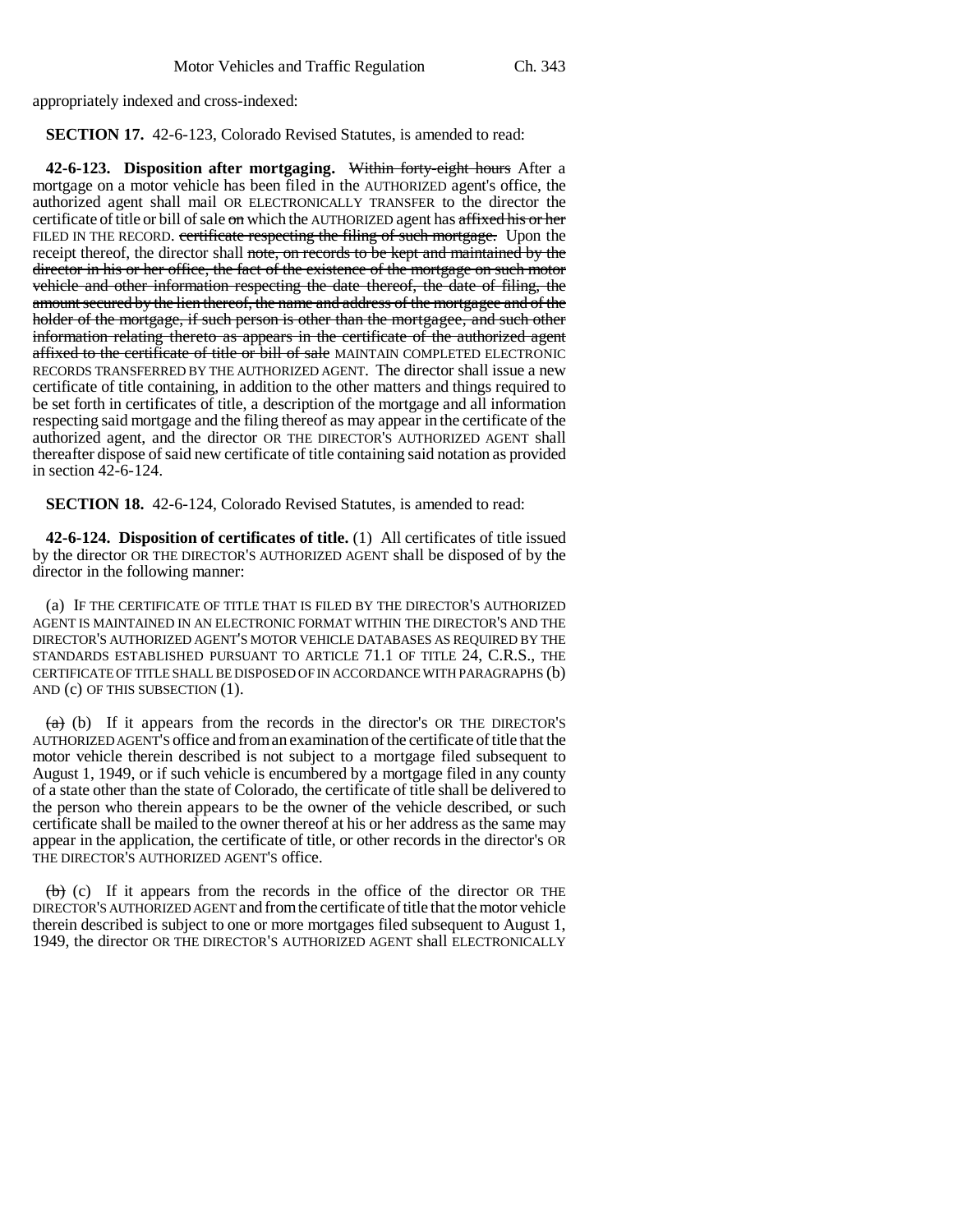appropriately indexed and cross-indexed:

**SECTION 17.** 42-6-123, Colorado Revised Statutes, is amended to read:

**42-6-123. Disposition after mortgaging.** ~~Within forty-eight hours~~ After a mortgage on a motor vehicle has been filed in the AUTHORIZED agent's office, the authorized agent shall mail OR ELECTRONICALLY TRANSFER to the director the certificate of title or bill of sale ~~on~~ which the AUTHORIZED agent has ~~affixed his or her~~ FILED IN THE RECORD. ~~certificate respecting the filing of such mortgage.~~ Upon the receipt thereof, the director shall ~~note, on records to be kept and maintained by the director in his or her office, the fact of the existence of the mortgage on such motor vehicle and other information respecting the date thereof, the date of filing, the amount secured by the lien thereof, the name and address of the mortgagee and of the holder of the mortgage, if such person is other than the mortgagee, and such other information relating thereto as appears in the certificate of the authorized agent affixed to the certificate of title or bill of sale~~ MAINTAIN COMPLETED ELECTRONIC RECORDS TRANSFERRED BY THE AUTHORIZED AGENT. The director shall issue a new certificate of title containing, in addition to the other matters and things required to be set forth in certificates of title, a description of the mortgage and all information respecting said mortgage and the filing thereof as may appear in the certificate of the authorized agent, and the director OR THE DIRECTOR'S AUTHORIZED AGENT shall thereafter dispose of said new certificate of title containing said notation as provided in section 42-6-124.

**SECTION 18.** 42-6-124, Colorado Revised Statutes, is amended to read:

**42-6-124. Disposition of certificates of title.** (1) All certificates of title issued by the director OR THE DIRECTOR'S AUTHORIZED AGENT shall be disposed of by the director in the following manner:

(a) IF THE CERTIFICATE OF TITLE THAT IS FILED BY THE DIRECTOR'S AUTHORIZED AGENT IS MAINTAINED IN AN ELECTRONIC FORMAT WITHIN THE DIRECTOR'S AND THE DIRECTOR'S AUTHORIZED AGENT'S MOTOR VEHICLE DATABASES AS REQUIRED BY THE STANDARDS ESTABLISHED PURSUANT TO ARTICLE 71.1 OF TITLE 24, C.R.S., THE CERTIFICATE OF TITLE SHALL BE DISPOSED OF IN ACCORDANCE WITH PARAGRAPHS (b) AND (c) OF THIS SUBSECTION (1).

~~(a)~~ (b) If it appears from the records in the director's OR THE DIRECTOR'S AUTHORIZED AGENT'S office and from an examination of the certificate of title that the motor vehicle therein described is not subject to a mortgage filed subsequent to August 1, 1949, or if such vehicle is encumbered by a mortgage filed in any county of a state other than the state of Colorado, the certificate of title shall be delivered to the person who therein appears to be the owner of the vehicle described, or such certificate shall be mailed to the owner thereof at his or her address as the same may appear in the application, the certificate of title, or other records in the director's OR THE DIRECTOR'S AUTHORIZED AGENT'S office.

~~(b)~~ (c) If it appears from the records in the office of the director OR THE DIRECTOR'S AUTHORIZED AGENT and from the certificate of title that the motor vehicle therein described is subject to one or more mortgages filed subsequent to August 1, 1949, the director OR THE DIRECTOR'S AUTHORIZED AGENT shall ELECTRONICALLY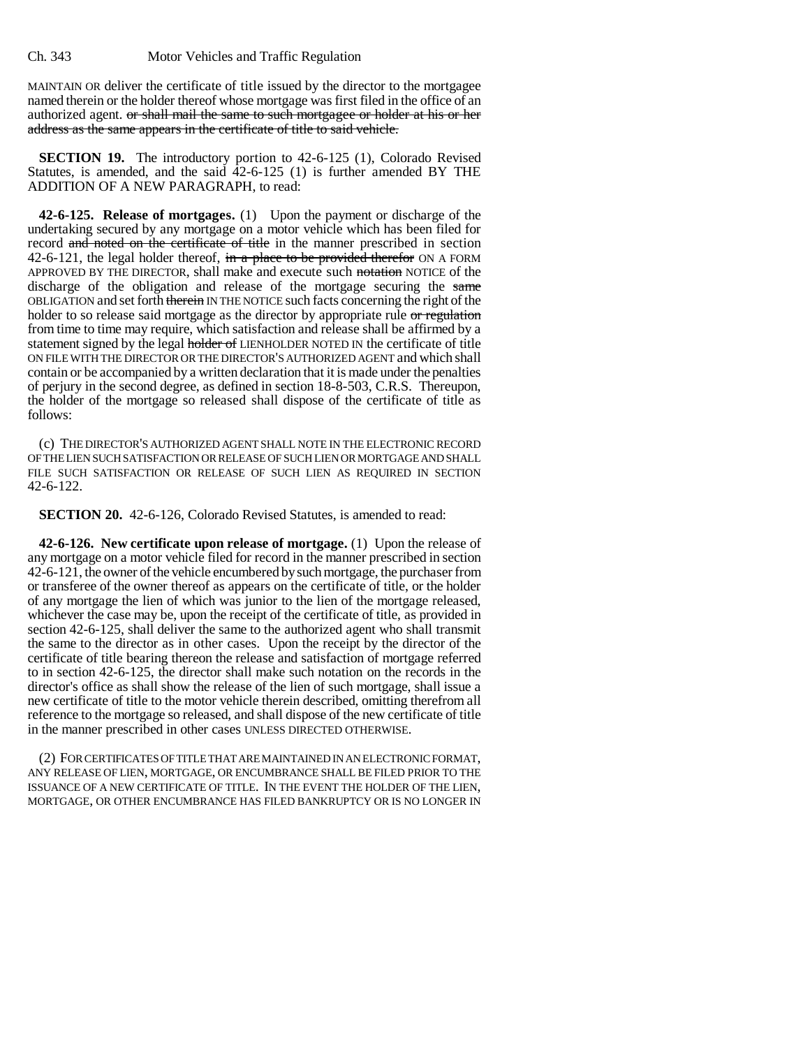MAINTAIN OR deliver the certificate of title issued by the director to the mortgagee named therein or the holder thereof whose mortgage was first filed in the office of an authorized agent. ~~or shall mail the same to such mortgagee or holder at his or her address as the same appears in the certificate of title to said vehicle.~~

**SECTION 19.** The introductory portion to 42-6-125 (1), Colorado Revised Statutes, is amended, and the said 42-6-125 (1) is further amended BY THE ADDITION OF A NEW PARAGRAPH, to read:

**42-6-125. Release of mortgages.** (1) Upon the payment or discharge of the undertaking secured by any mortgage on a motor vehicle which has been filed for record ~~and noted on the certificate of title~~ in the manner prescribed in section 42-6-121, the legal holder thereof, ~~in a place to be provided therefor~~ ON A FORM APPROVED BY THE DIRECTOR, shall make and execute such ~~notation~~ NOTICE of the discharge of the obligation and release of the mortgage securing the ~~same~~ OBLIGATION and set forth ~~therein~~ IN THE NOTICE such facts concerning the right of the holder to so release said mortgage as the director by appropriate rule ~~or regulation~~ from time to time may require, which satisfaction and release shall be affirmed by a statement signed by the legal ~~holder of~~ LIENHOLDER NOTED IN the certificate of title ON FILE WITH THE DIRECTOR OR THE DIRECTOR'S AUTHORIZED AGENT and which shall contain or be accompanied by a written declaration that it is made under the penalties of perjury in the second degree, as defined in section 18-8-503, C.R.S. Thereupon, the holder of the mortgage so released shall dispose of the certificate of title as follows:

(c) THE DIRECTOR'S AUTHORIZED AGENT SHALL NOTE IN THE ELECTRONIC RECORD OF THE LIEN SUCH SATISFACTION OR RELEASE OF SUCH LIEN OR MORTGAGE AND SHALL FILE SUCH SATISFACTION OR RELEASE OF SUCH LIEN AS REQUIRED IN SECTION 42-6-122.

**SECTION 20.** 42-6-126, Colorado Revised Statutes, is amended to read:

**42-6-126. New certificate upon release of mortgage.** (1) Upon the release of any mortgage on a motor vehicle filed for record in the manner prescribed in section 42-6-121, the owner of the vehicle encumbered by such mortgage, the purchaser from or transferee of the owner thereof as appears on the certificate of title, or the holder of any mortgage the lien of which was junior to the lien of the mortgage released, whichever the case may be, upon the receipt of the certificate of title, as provided in section 42-6-125, shall deliver the same to the authorized agent who shall transmit the same to the director as in other cases. Upon the receipt by the director of the certificate of title bearing thereon the release and satisfaction of mortgage referred to in section 42-6-125, the director shall make such notation on the records in the director's office as shall show the release of the lien of such mortgage, shall issue a new certificate of title to the motor vehicle therein described, omitting therefrom all reference to the mortgage so released, and shall dispose of the new certificate of title in the manner prescribed in other cases UNLESS DIRECTED OTHERWISE.

(2) FOR CERTIFICATES OF TITLE THAT ARE MAINTAINED IN AN ELECTRONIC FORMAT, ANY RELEASE OF LIEN, MORTGAGE, OR ENCUMBRANCE SHALL BE FILED PRIOR TO THE ISSUANCE OF A NEW CERTIFICATE OF TITLE. IN THE EVENT THE HOLDER OF THE LIEN, MORTGAGE, OR OTHER ENCUMBRANCE HAS FILED BANKRUPTCY OR IS NO LONGER IN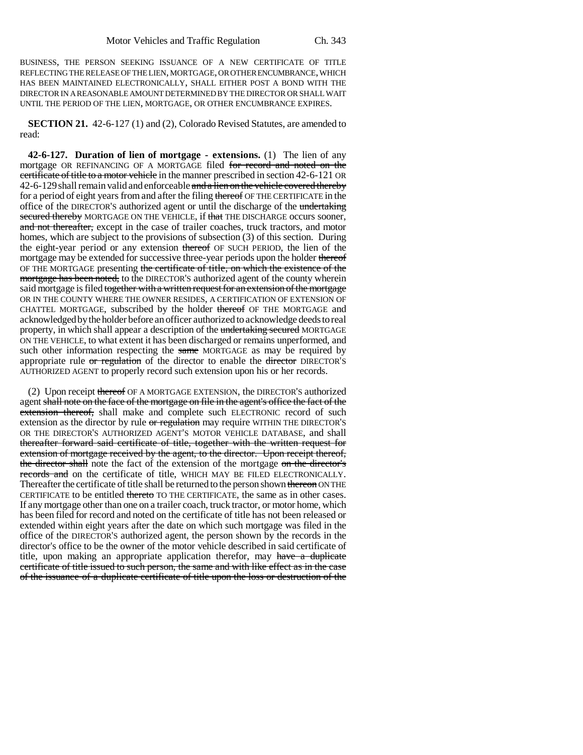BUSINESS, THE PERSON SEEKING ISSUANCE OF A NEW CERTIFICATE OF TITLE REFLECTING THE RELEASE OF THE LIEN, MORTGAGE, OR OTHER ENCUMBRANCE, WHICH HAS BEEN MAINTAINED ELECTRONICALLY, SHALL EITHER POST A BOND WITH THE DIRECTOR IN A REASONABLE AMOUNT DETERMINED BY THE DIRECTOR OR SHALL WAIT UNTIL THE PERIOD OF THE LIEN, MORTGAGE, OR OTHER ENCUMBRANCE EXPIRES.

**SECTION 21.** 42-6-127 (1) and (2), Colorado Revised Statutes, are amended to read:

**42-6-127. Duration of lien of mortgage - extensions.** (1) The lien of any mortgage OR REFINANCING OF A MORTGAGE filed ~~for record and noted on the certificate of title to a motor vehicle~~ in the manner prescribed in section 42-6-121 OR 42-6-129 shall remain valid and enforceable ~~and a lien on the vehicle covered thereby~~ for a period of eight years from and after the filing ~~thereof~~ OF THE CERTIFICATE in the office of the DIRECTOR'S authorized agent or until the discharge of the ~~undertaking secured thereby~~ MORTGAGE ON THE VEHICLE, if ~~that~~ THE DISCHARGE occurs sooner, ~~and not thereafter,~~ except in the case of trailer coaches, truck tractors, and motor homes, which are subject to the provisions of subsection (3) of this section. During the eight-year period or any extension ~~thereof~~ OF SUCH PERIOD, the lien of the mortgage may be extended for successive three-year periods upon the holder ~~thereof~~ OF THE MORTGAGE presenting ~~the certificate of title, on which the existence of the mortgage has been noted,~~ to the DIRECTOR'S authorized agent of the county wherein said mortgage is filed ~~together with a written request for an extension of the mortgage~~ OR IN THE COUNTY WHERE THE OWNER RESIDES, A CERTIFICATION OF EXTENSION OF CHATTEL MORTGAGE, subscribed by the holder ~~thereof~~ OF THE MORTGAGE and acknowledged by the holder before an officer authorized to acknowledge deeds to real property, in which shall appear a description of the ~~undertaking secured~~ MORTGAGE ON THE VEHICLE, to what extent it has been discharged or remains unperformed, and such other information respecting the ~~same~~ MORTGAGE as may be required by appropriate rule ~~or regulation~~ of the director to enable the ~~director~~ DIRECTOR'S AUTHORIZED AGENT to properly record such extension upon his or her records.

(2) Upon receipt ~~thereof~~ OF A MORTGAGE EXTENSION, the DIRECTOR'S authorized agent ~~shall note on the face of the mortgage on file in the agent's office the fact of the extension thereof,~~ shall make and complete such ELECTRONIC record of such extension as the director by rule ~~or regulation~~ may require WITHIN THE DIRECTOR'S OR THE DIRECTOR'S AUTHORIZED AGENT'S MOTOR VEHICLE DATABASE, and shall ~~thereafter forward said certificate of title, together with the written request for extension of mortgage received by the agent, to the director. Upon receipt thereof, the director shall~~ note the fact of the extension of the mortgage ~~on the director's records and~~ on the certificate of title, WHICH MAY BE FILED ELECTRONICALLY. Thereafter the certificate of title shall be returned to the person shown ~~thereon~~ ON THE CERTIFICATE to be entitled ~~thereto~~ TO THE CERTIFICATE, the same as in other cases. If any mortgage other than one on a trailer coach, truck tractor, or motor home, which has been filed for record and noted on the certificate of title has not been released or extended within eight years after the date on which such mortgage was filed in the office of the DIRECTOR'S authorized agent, the person shown by the records in the director's office to be the owner of the motor vehicle described in said certificate of title, upon making an appropriate application therefor, may ~~have a duplicate certificate of title issued to such person, the same and with like effect as in the case of the issuance of a duplicate certificate of title upon the loss or destruction of the~~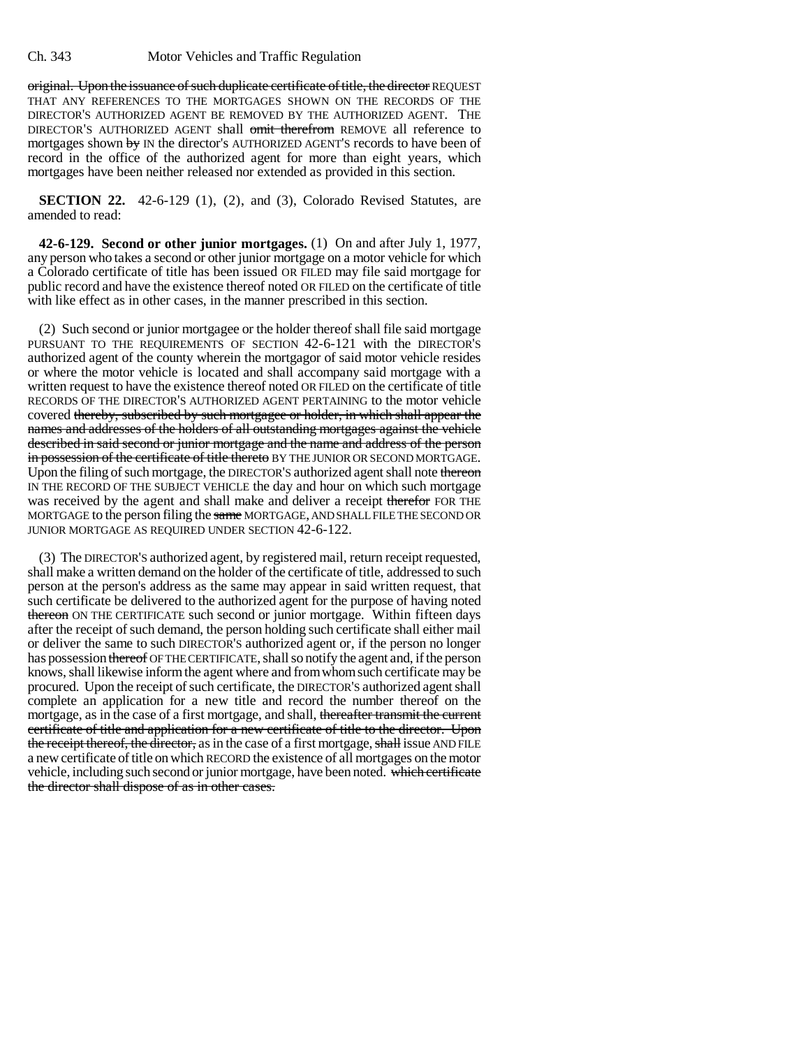original. Upon the issuance of such duplicate certificate of title, the director REQUEST THAT ANY REFERENCES TO THE MORTGAGES SHOWN ON THE RECORDS OF THE DIRECTOR'S AUTHORIZED AGENT BE REMOVED BY THE AUTHORIZED AGENT. THE DIRECTOR'S AUTHORIZED AGENT shall omit therefrom REMOVE all reference to mortgages shown by IN the director's AUTHORIZED AGENT'S records to have been of record in the office of the authorized agent for more than eight years, which mortgages have been neither released nor extended as provided in this section.

**SECTION 22.** 42-6-129 (1), (2), and (3), Colorado Revised Statutes, are amended to read:

**42-6-129. Second or other junior mortgages.** (1) On and after July 1, 1977, any person who takes a second or other junior mortgage on a motor vehicle for which a Colorado certificate of title has been issued OR FILED may file said mortgage for public record and have the existence thereof noted OR FILED on the certificate of title with like effect as in other cases, in the manner prescribed in this section.

(2) Such second or junior mortgagee or the holder thereof shall file said mortgage PURSUANT TO THE REQUIREMENTS OF SECTION 42-6-121 with the DIRECTOR'S authorized agent of the county wherein the mortgagor of said motor vehicle resides or where the motor vehicle is located and shall accompany said mortgage with a written request to have the existence thereof noted OR FILED on the certificate of title RECORDS OF THE DIRECTOR'S AUTHORIZED AGENT PERTAINING to the motor vehicle covered thereby, subscribed by such mortgagee or holder, in which shall appear the names and addresses of the holders of all outstanding mortgages against the vehicle described in said second or junior mortgage and the name and address of the person in possession of the certificate of title thereto BY THE JUNIOR OR SECOND MORTGAGE. Upon the filing of such mortgage, the DIRECTOR'S authorized agent shall note thereon IN THE RECORD OF THE SUBJECT VEHICLE the day and hour on which such mortgage was received by the agent and shall make and deliver a receipt therefor FOR THE MORTGAGE to the person filing the same MORTGAGE, AND SHALL FILE THE SECOND OR JUNIOR MORTGAGE AS REQUIRED UNDER SECTION 42-6-122.

(3) The DIRECTOR'S authorized agent, by registered mail, return receipt requested, shall make a written demand on the holder of the certificate of title, addressed to such person at the person's address as the same may appear in said written request, that such certificate be delivered to the authorized agent for the purpose of having noted thereon ON THE CERTIFICATE such second or junior mortgage. Within fifteen days after the receipt of such demand, the person holding such certificate shall either mail or deliver the same to such DIRECTOR'S authorized agent or, if the person no longer has possession thereof OF THE CERTIFICATE, shall so notify the agent and, if the person knows, shall likewise inform the agent where and from whom such certificate may be procured. Upon the receipt of such certificate, the DIRECTOR'S authorized agent shall complete an application for a new title and record the number thereof on the mortgage, as in the case of a first mortgage, and shall, thereafter transmit the current certificate of title and application for a new certificate of title to the director. Upon the receipt thereof, the director, as in the case of a first mortgage, shall issue AND FILE a new certificate of title on which RECORD the existence of all mortgages on the motor vehicle, including such second or junior mortgage, have been noted. which certificate the director shall dispose of as in other cases.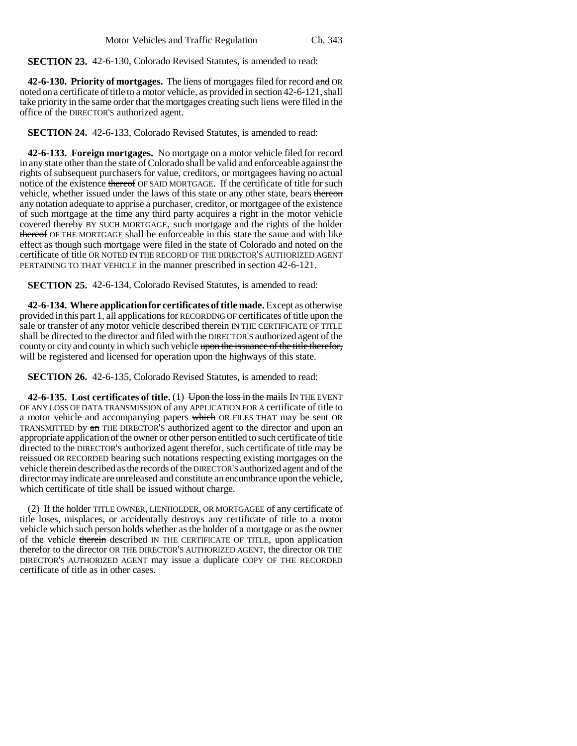**SECTION 23.** 42-6-130, Colorado Revised Statutes, is amended to read:

**42-6-130. Priority of mortgages.** The liens of mortgages filed for record ~~and~~ OR noted on a certificate of title to a motor vehicle, as provided in section 42-6-121, shall take priority in the same order that the mortgages creating such liens were filed in the office of the DIRECTOR'S authorized agent.

**SECTION 24.** 42-6-133, Colorado Revised Statutes, is amended to read:

**42-6-133. Foreign mortgages.** No mortgage on a motor vehicle filed for record in any state other than the state of Colorado shall be valid and enforceable against the rights of subsequent purchasers for value, creditors, or mortgagees having no actual notice of the existence ~~thereof~~ OF SAID MORTGAGE. If the certificate of title for such vehicle, whether issued under the laws of this state or any other state, bears ~~thereon~~ any notation adequate to apprise a purchaser, creditor, or mortgagee of the existence of such mortgage at the time any third party acquires a right in the motor vehicle covered ~~thereby~~ BY SUCH MORTGAGE, such mortgage and the rights of the holder ~~thereof~~ OF THE MORTGAGE shall be enforceable in this state the same and with like effect as though such mortgage were filed in the state of Colorado and noted on the certificate of title OR NOTED IN THE RECORD OF THE DIRECTOR'S AUTHORIZED AGENT PERTAINING TO THAT VEHICLE in the manner prescribed in section 42-6-121.

**SECTION 25.** 42-6-134, Colorado Revised Statutes, is amended to read:

**42-6-134. Where application for certificates of title made.** Except as otherwise provided in this part 1, all applications for RECORDING OF certificates of title upon the sale or transfer of any motor vehicle described ~~therein~~ IN THE CERTIFICATE OF TITLE shall be directed to ~~the director~~ and filed with the DIRECTOR'S authorized agent of the county or city and county in which such vehicle ~~upon the issuance of the title therefor,~~ will be registered and licensed for operation upon the highways of this state.

**SECTION 26.** 42-6-135, Colorado Revised Statutes, is amended to read:

**42-6-135. Lost certificates of title.** (1) ~~Upon the loss in the mails~~ IN THE EVENT OF ANY LOSS OF DATA TRANSMISSION of any APPLICATION FOR A certificate of title to a motor vehicle and accompanying papers ~~which~~ OR FILES THAT may be sent OR TRANSMITTED by ~~an~~ THE DIRECTOR'S authorized agent to the director and upon an appropriate application of the owner or other person entitled to such certificate of title directed to the DIRECTOR'S authorized agent therefor, such certificate of title may be reissued OR RECORDED bearing such notations respecting existing mortgages on the vehicle therein described as the records of the DIRECTOR'S authorized agent and of the director may indicate are unreleased and constitute an encumbrance upon the vehicle, which certificate of title shall be issued without charge.

(2) If the ~~holder~~ TITLE OWNER, LIENHOLDER, OR MORTGAGEE of any certificate of title loses, misplaces, or accidentally destroys any certificate of title to a motor vehicle which such person holds whether as the holder of a mortgage or as the owner of the vehicle ~~therein~~ described IN THE CERTIFICATE OF TITLE, upon application therefor to the director OR THE DIRECTOR'S AUTHORIZED AGENT, the director OR THE DIRECTOR'S AUTHORIZED AGENT may issue a duplicate COPY OF THE RECORDED certificate of title as in other cases.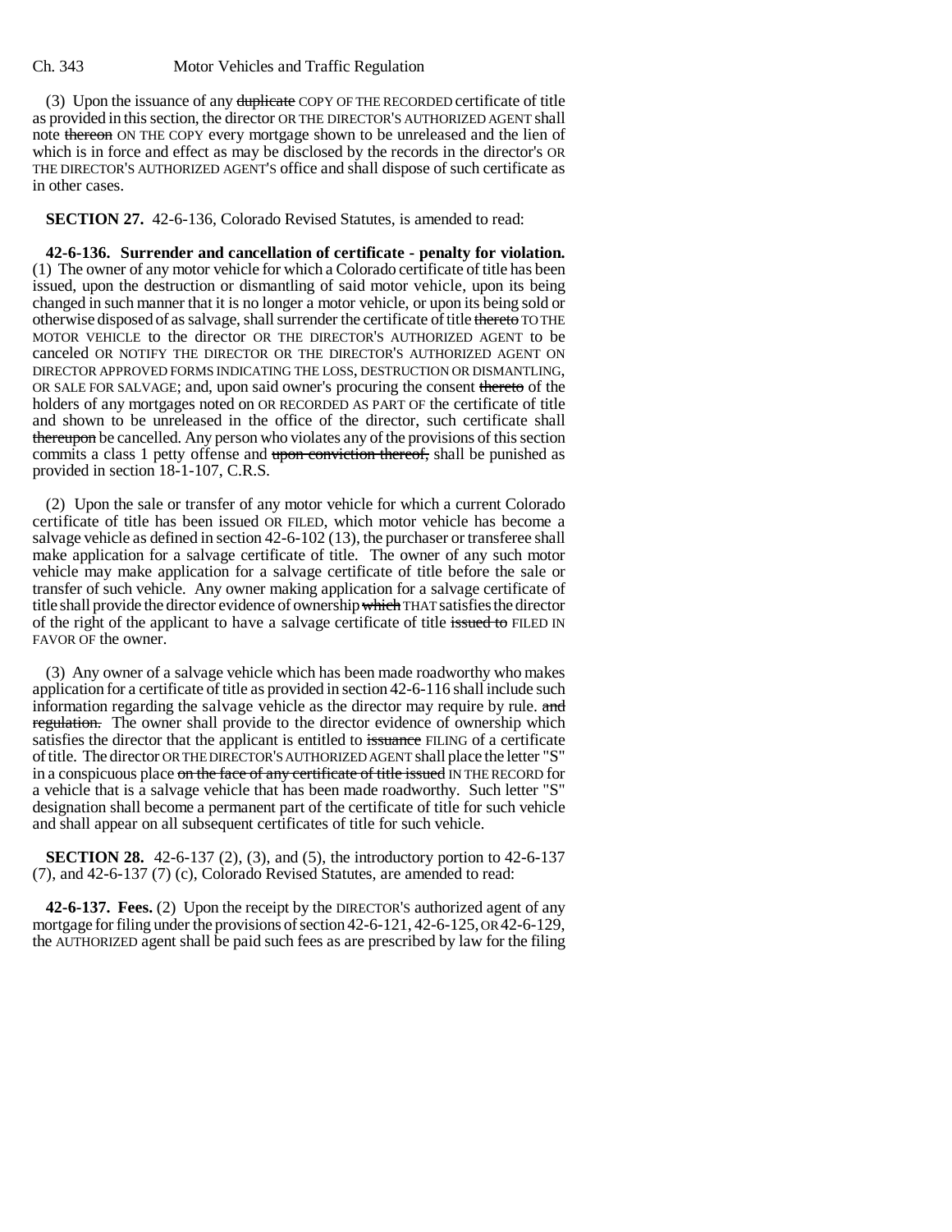(3) Upon the issuance of any duplicate COPY OF THE RECORDED certificate of title as provided in this section, the director OR THE DIRECTOR'S AUTHORIZED AGENT shall note thereon ON THE COPY every mortgage shown to be unreleased and the lien of which is in force and effect as may be disclosed by the records in the director's OR THE DIRECTOR'S AUTHORIZED AGENT'S office and shall dispose of such certificate as in other cases.

**SECTION 27.** 42-6-136, Colorado Revised Statutes, is amended to read:

**42-6-136. Surrender and cancellation of certificate - penalty for violation.** (1) The owner of any motor vehicle for which a Colorado certificate of title has been issued, upon the destruction or dismantling of said motor vehicle, upon its being changed in such manner that it is no longer a motor vehicle, or upon its being sold or otherwise disposed of as salvage, shall surrender the certificate of title thereto TO THE MOTOR VEHICLE to the director OR THE DIRECTOR'S AUTHORIZED AGENT to be canceled OR NOTIFY THE DIRECTOR OR THE DIRECTOR'S AUTHORIZED AGENT ON DIRECTOR APPROVED FORMS INDICATING THE LOSS, DESTRUCTION OR DISMANTLING, OR SALE FOR SALVAGE; and, upon said owner's procuring the consent thereto of the holders of any mortgages noted on OR RECORDED AS PART OF the certificate of title and shown to be unreleased in the office of the director, such certificate shall thereupon be cancelled. Any person who violates any of the provisions of this section commits a class 1 petty offense and upon conviction thereof, shall be punished as provided in section 18-1-107, C.R.S.

(2) Upon the sale or transfer of any motor vehicle for which a current Colorado certificate of title has been issued OR FILED, which motor vehicle has become a salvage vehicle as defined in section 42-6-102 (13), the purchaser or transferee shall make application for a salvage certificate of title. The owner of any such motor vehicle may make application for a salvage certificate of title before the sale or transfer of such vehicle. Any owner making application for a salvage certificate of title shall provide the director evidence of ownership which THAT satisfies the director of the right of the applicant to have a salvage certificate of title issued to FILED IN FAVOR OF the owner.

(3) Any owner of a salvage vehicle which has been made roadworthy who makes application for a certificate of title as provided in section 42-6-116 shall include such information regarding the salvage vehicle as the director may require by rule. and regulation. The owner shall provide to the director evidence of ownership which satisfies the director that the applicant is entitled to issuance FILING of a certificate of title. The director OR THE DIRECTOR'S AUTHORIZED AGENT shall place the letter "S" in a conspicuous place on the face of any certificate of title issued IN THE RECORD for a vehicle that is a salvage vehicle that has been made roadworthy. Such letter "S" designation shall become a permanent part of the certificate of title for such vehicle and shall appear on all subsequent certificates of title for such vehicle.

**SECTION 28.** 42-6-137 (2), (3), and (5), the introductory portion to 42-6-137 (7), and 42-6-137 (7) (c), Colorado Revised Statutes, are amended to read:

**42-6-137. Fees.** (2) Upon the receipt by the DIRECTOR'S authorized agent of any mortgage for filing under the provisions of section 42-6-121, 42-6-125, OR 42-6-129, the AUTHORIZED agent shall be paid such fees as are prescribed by law for the filing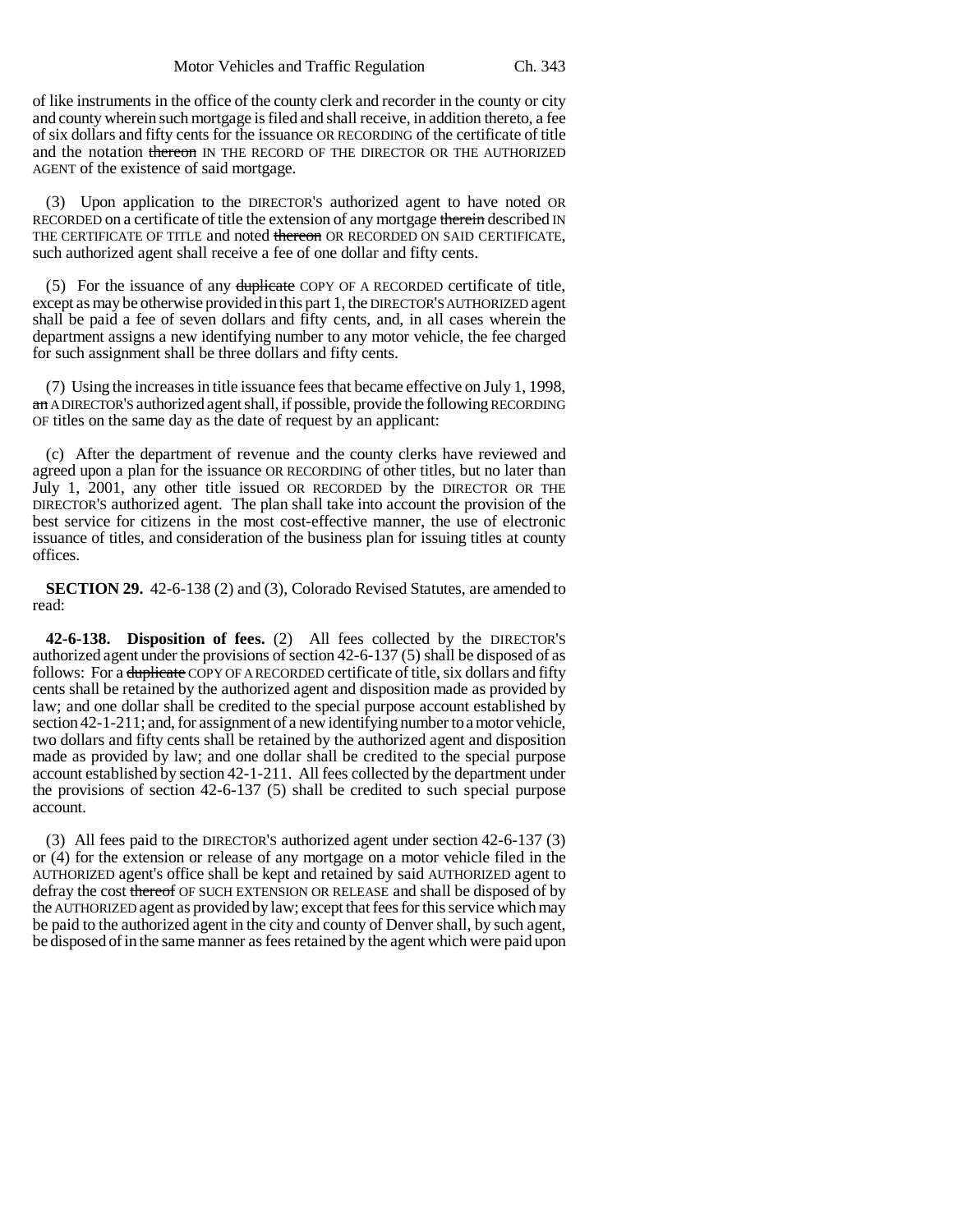of like instruments in the office of the county clerk and recorder in the county or city and county wherein such mortgage is filed and shall receive, in addition thereto, a fee of six dollars and fifty cents for the issuance OR RECORDING of the certificate of title and the notation ~~thereon~~ IN THE RECORD OF THE DIRECTOR OR THE AUTHORIZED AGENT of the existence of said mortgage.

(3) Upon application to the DIRECTOR'S authorized agent to have noted OR RECORDED on a certificate of title the extension of any mortgage ~~therein~~ described IN THE CERTIFICATE OF TITLE and noted ~~thereon~~ OR RECORDED ON SAID CERTIFICATE, such authorized agent shall receive a fee of one dollar and fifty cents.

(5) For the issuance of any ~~duplicate~~ COPY OF A RECORDED certificate of title, except as may be otherwise provided in this part 1, the DIRECTOR'S AUTHORIZED agent shall be paid a fee of seven dollars and fifty cents, and, in all cases wherein the department assigns a new identifying number to any motor vehicle, the fee charged for such assignment shall be three dollars and fifty cents.

(7) Using the increases in title issuance fees that became effective on July 1, 1998, ~~an~~ A DIRECTOR'S authorized agent shall, if possible, provide the following RECORDING OF titles on the same day as the date of request by an applicant:

(c) After the department of revenue and the county clerks have reviewed and agreed upon a plan for the issuance OR RECORDING of other titles, but no later than July 1, 2001, any other title issued OR RECORDED by the DIRECTOR OR THE DIRECTOR'S authorized agent. The plan shall take into account the provision of the best service for citizens in the most cost-effective manner, the use of electronic issuance of titles, and consideration of the business plan for issuing titles at county offices.

**SECTION 29.** 42-6-138 (2) and (3), Colorado Revised Statutes, are amended to read:

**42-6-138. Disposition of fees.** (2) All fees collected by the DIRECTOR'S authorized agent under the provisions of section 42-6-137 (5) shall be disposed of as follows: For a ~~duplicate~~ COPY OF A RECORDED certificate of title, six dollars and fifty cents shall be retained by the authorized agent and disposition made as provided by law; and one dollar shall be credited to the special purpose account established by section 42-1-211; and, for assignment of a new identifying number to a motor vehicle, two dollars and fifty cents shall be retained by the authorized agent and disposition made as provided by law; and one dollar shall be credited to the special purpose account established by section 42-1-211. All fees collected by the department under the provisions of section 42-6-137 (5) shall be credited to such special purpose account.

(3) All fees paid to the DIRECTOR'S authorized agent under section 42-6-137 (3) or (4) for the extension or release of any mortgage on a motor vehicle filed in the AUTHORIZED agent's office shall be kept and retained by said AUTHORIZED agent to defray the cost ~~thereof~~ OF SUCH EXTENSION OR RELEASE and shall be disposed of by the AUTHORIZED agent as provided by law; except that fees for this service which may be paid to the authorized agent in the city and county of Denver shall, by such agent, be disposed of in the same manner as fees retained by the agent which were paid upon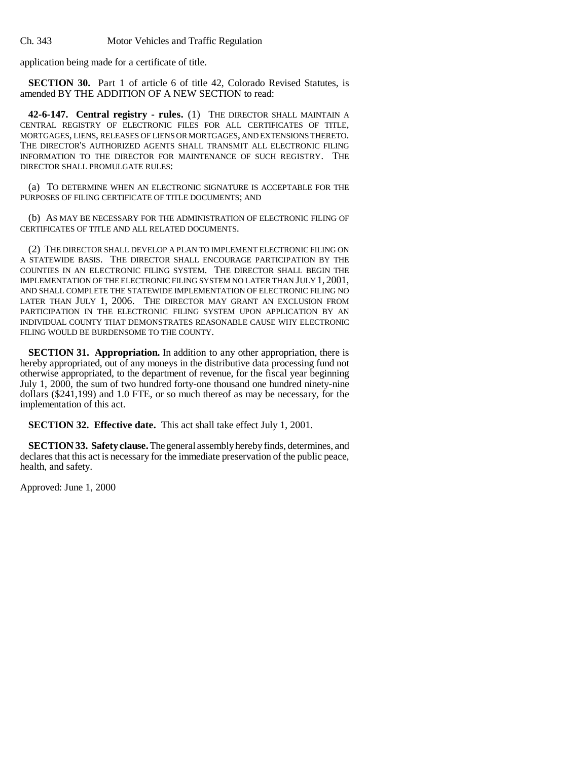application being made for a certificate of title.

**SECTION 30.** Part 1 of article 6 of title 42, Colorado Revised Statutes, is amended BY THE ADDITION OF A NEW SECTION to read:

**42-6-147. Central registry - rules.** (1) THE DIRECTOR SHALL MAINTAIN A CENTRAL REGISTRY OF ELECTRONIC FILES FOR ALL CERTIFICATES OF TITLE, MORTGAGES, LIENS, RELEASES OF LIENS OR MORTGAGES, AND EXTENSIONS THERETO. THE DIRECTOR'S AUTHORIZED AGENTS SHALL TRANSMIT ALL ELECTRONIC FILING INFORMATION TO THE DIRECTOR FOR MAINTENANCE OF SUCH REGISTRY. THE DIRECTOR SHALL PROMULGATE RULES:

(a) TO DETERMINE WHEN AN ELECTRONIC SIGNATURE IS ACCEPTABLE FOR THE PURPOSES OF FILING CERTIFICATE OF TITLE DOCUMENTS; AND

(b) AS MAY BE NECESSARY FOR THE ADMINISTRATION OF ELECTRONIC FILING OF CERTIFICATES OF TITLE AND ALL RELATED DOCUMENTS.

(2) THE DIRECTOR SHALL DEVELOP A PLAN TO IMPLEMENT ELECTRONIC FILING ON A STATEWIDE BASIS. THE DIRECTOR SHALL ENCOURAGE PARTICIPATION BY THE COUNTIES IN AN ELECTRONIC FILING SYSTEM. THE DIRECTOR SHALL BEGIN THE IMPLEMENTATION OF THE ELECTRONIC FILING SYSTEM NO LATER THAN JULY 1, 2001, AND SHALL COMPLETE THE STATEWIDE IMPLEMENTATION OF ELECTRONIC FILING NO LATER THAN JULY 1, 2006. THE DIRECTOR MAY GRANT AN EXCLUSION FROM PARTICIPATION IN THE ELECTRONIC FILING SYSTEM UPON APPLICATION BY AN INDIVIDUAL COUNTY THAT DEMONSTRATES REASONABLE CAUSE WHY ELECTRONIC FILING WOULD BE BURDENSOME TO THE COUNTY.

**SECTION 31. Appropriation.** In addition to any other appropriation, there is hereby appropriated, out of any moneys in the distributive data processing fund not otherwise appropriated, to the department of revenue, for the fiscal year beginning July 1, 2000, the sum of two hundred forty-one thousand one hundred ninety-nine dollars ($241,199) and 1.0 FTE, or so much thereof as may be necessary, for the implementation of this act.

**SECTION 32. Effective date.** This act shall take effect July 1, 2001.

**SECTION 33. Safety clause.** The general assembly hereby finds, determines, and declares that this act is necessary for the immediate preservation of the public peace, health, and safety.

Approved: June 1, 2000